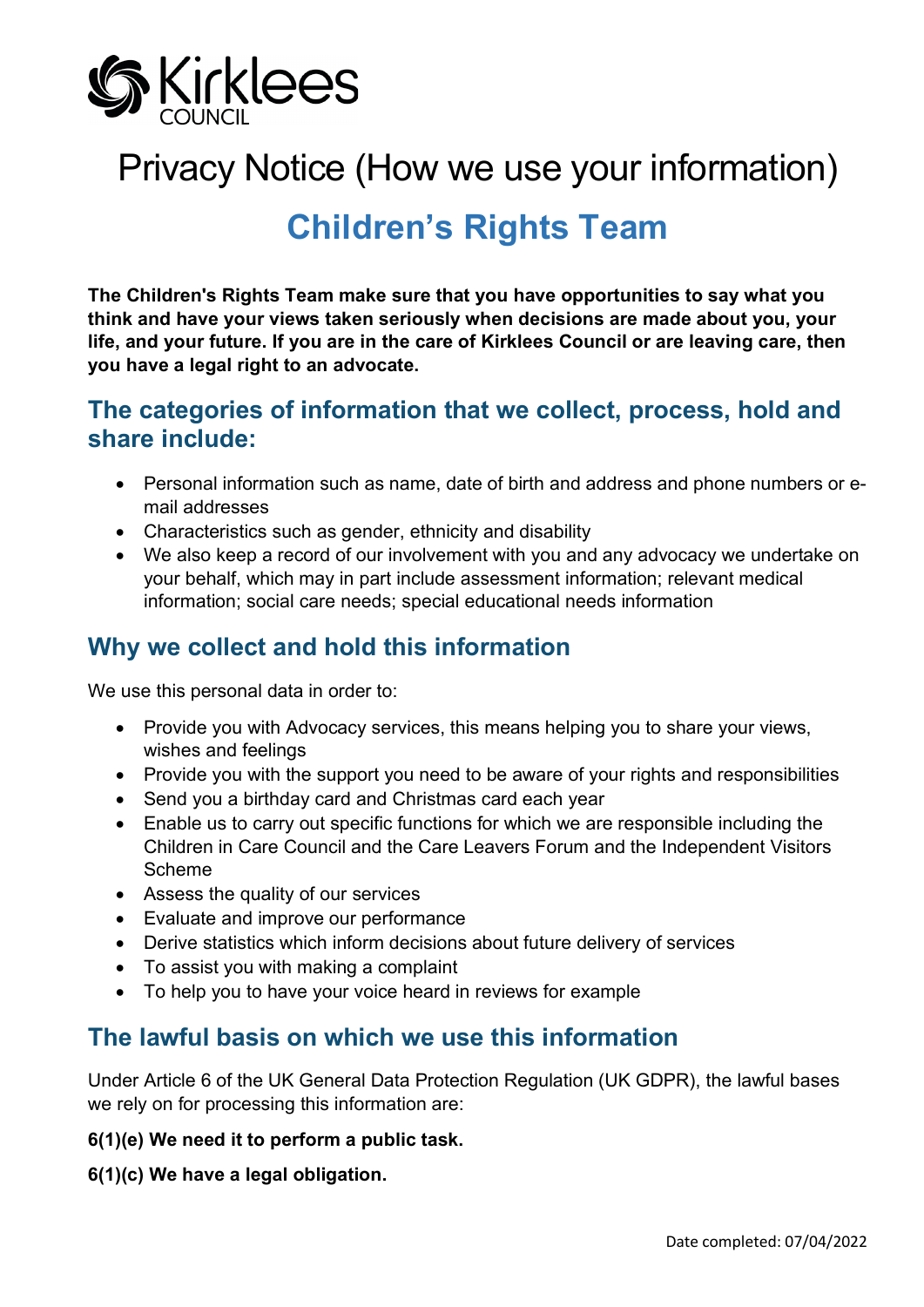# Privacy Notice (How we use your information)

## Children's Rights Team

**The Children's Rights Team make sure that you have opportunities to say what you think and have your views taken seriously when decisions are made about you, your life, and your future. If you are in the care of Kirklees Council or are leaving care, then you have a legal right to an advocate.**

## The categories of information that we collect, process, hold and share include:

- Personal information such as name, date of birth and address and phone numbers or e-mail addresses
- Characteristics such as gender, ethnicity and disability
- We also keep a record of our involvement with you and any advocacy we undertake on your behalf, which may in part include assessment information; relevant medical information; social care needs; special educational needs information

## Why we collect and hold this information

We use this personal data in order to:

- Provide you with Advocacy services, this means helping you to share your views, wishes and feelings
- Provide you with the support you need to be aware of your rights and responsibilities
- Send you a birthday card and Christmas card each year
- Enable us to carry out specific functions for which we are responsible including the Children in Care Council and the Care Leavers Forum and the Independent Visitors Scheme
- Assess the quality of our services
- Evaluate and improve our performance
- Derive statistics which inform decisions about future delivery of services
- To assist you with making a complaint
- To help you to have your voice heard in reviews for example

## The lawful basis on which we use this information

Under Article 6 of the UK General Data Protection Regulation (UK GDPR), the lawful bases we rely on for processing this information are:

**6(1)(e) We need it to perform a public task.**

**6(1)(c) We have a legal obligation.**

Date completed: 07/04/2022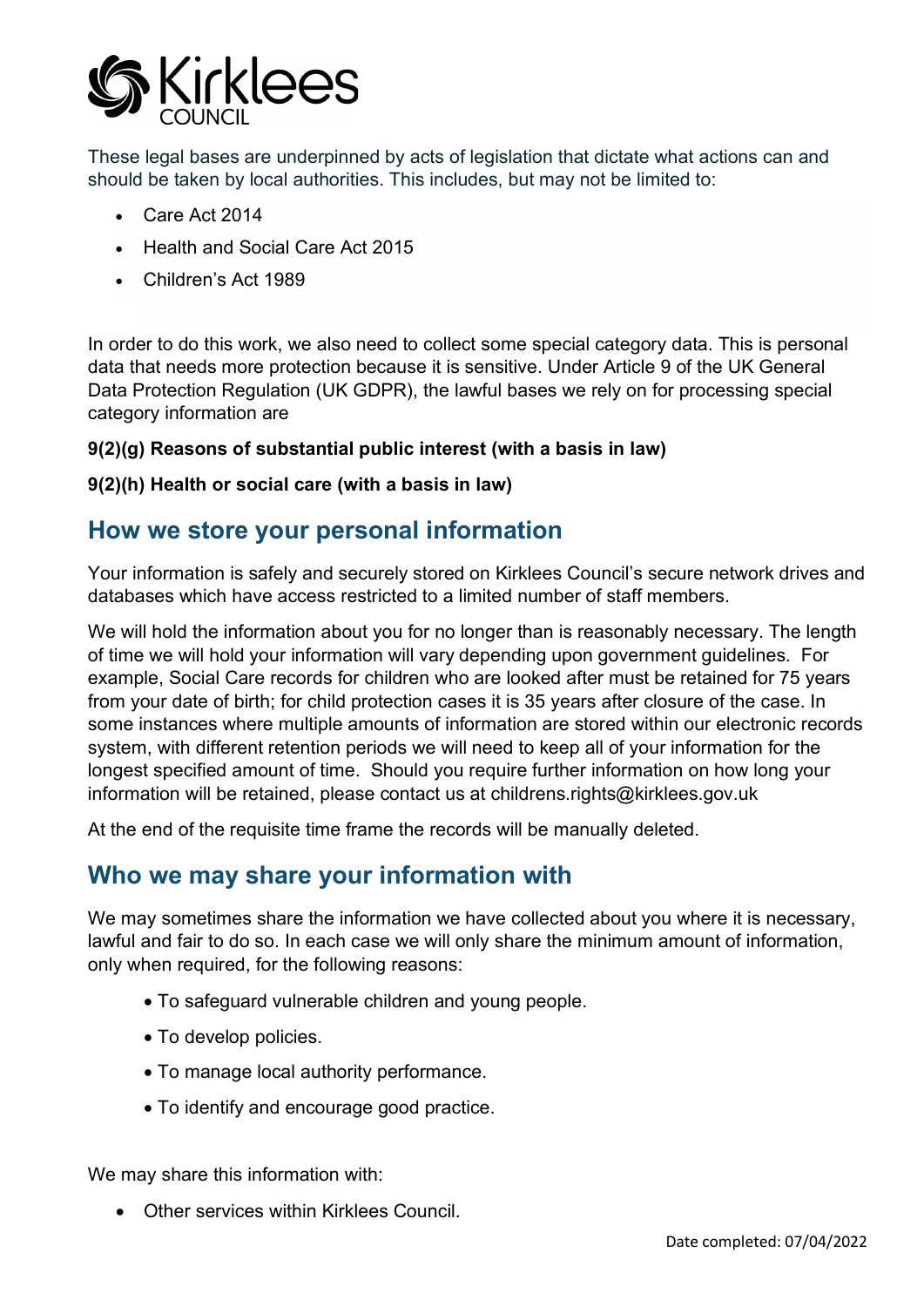These legal bases are underpinned by acts of legislation that dictate what actions can and should be taken by local authorities. This includes, but may not be limited to:

- Care Act 2014
- Health and Social Care Act 2015
- Children's Act 1989

In order to do this work, we also need to collect some special category data. This is personal data that needs more protection because it is sensitive. Under Article 9 of the UK General Data Protection Regulation (UK GDPR), the lawful bases we rely on for processing special category information are

**9(2)(g) Reasons of substantial public interest (with a basis in law)**

**9(2)(h) Health or social care (with a basis in law)**

## How we store your personal information

Your information is safely and securely stored on Kirklees Council's secure network drives and databases which have access restricted to a limited number of staff members.

We will hold the information about you for no longer than is reasonably necessary. The length of time we will hold your information will vary depending upon government guidelines. For example, Social Care records for children who are looked after must be retained for 75 years from your date of birth; for child protection cases it is 35 years after closure of the case. In some instances where multiple amounts of information are stored within our electronic records system, with different retention periods we will need to keep all of your information for the longest specified amount of time. Should you require further information on how long your information will be retained, please contact us at childrens.rights@kirklees.gov.uk

At the end of the requisite time frame the records will be manually deleted.

## Who we may share your information with

We may sometimes share the information we have collected about you where it is necessary, lawful and fair to do so. In each case we will only share the minimum amount of information, only when required, for the following reasons:

- To safeguard vulnerable children and young people.
- To develop policies.
- To manage local authority performance.
- To identify and encourage good practice.

We may share this information with:

- Other services within Kirklees Council.

Date completed: 07/04/2022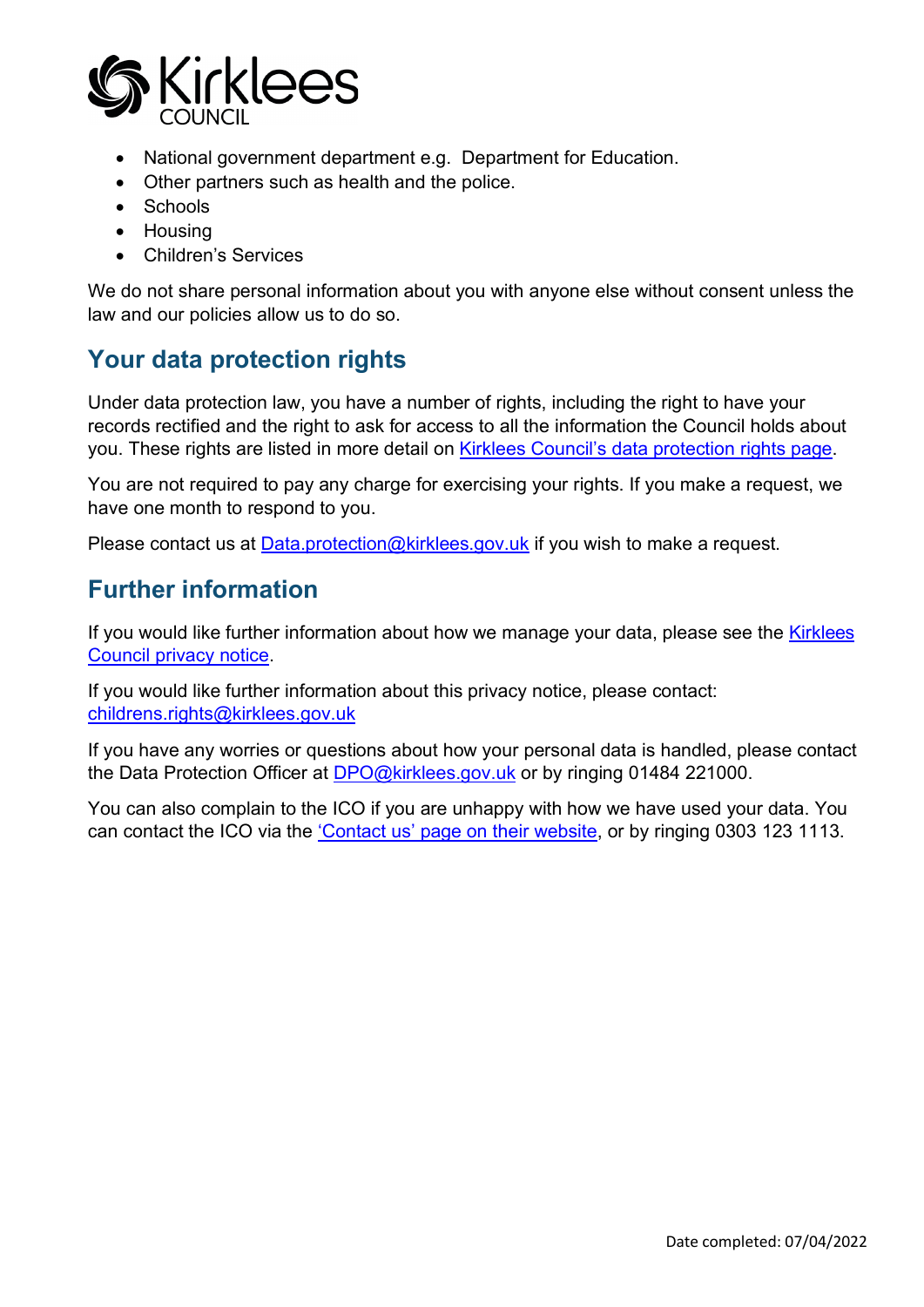- National government department e.g. Department for Education.
- Other partners such as health and the police.
- Schools
- Housing
- Children's Services

We do not share personal information about you with anyone else without consent unless the law and our policies allow us to do so.

## Your data protection rights

Under data protection law, you have a number of rights, including the right to have your records rectified and the right to ask for access to all the information the Council holds about you. These rights are listed in more detail on Kirklees Council's data protection rights page.

You are not required to pay any charge for exercising your rights. If you make a request, we have one month to respond to you.

Please contact us at Data.protection@kirklees.gov.uk if you wish to make a request.

## Further information

If you would like further information about how we manage your data, please see the Kirklees Council privacy notice.

If you would like further information about this privacy notice, please contact: childrens.rights@kirklees.gov.uk

If you have any worries or questions about how your personal data is handled, please contact the Data Protection Officer at DPO@kirklees.gov.uk or by ringing 01484 221000.

You can also complain to the ICO if you are unhappy with how we have used your data. You can contact the ICO via the 'Contact us' page on their website, or by ringing 0303 123 1113.

Date completed: 07/04/2022